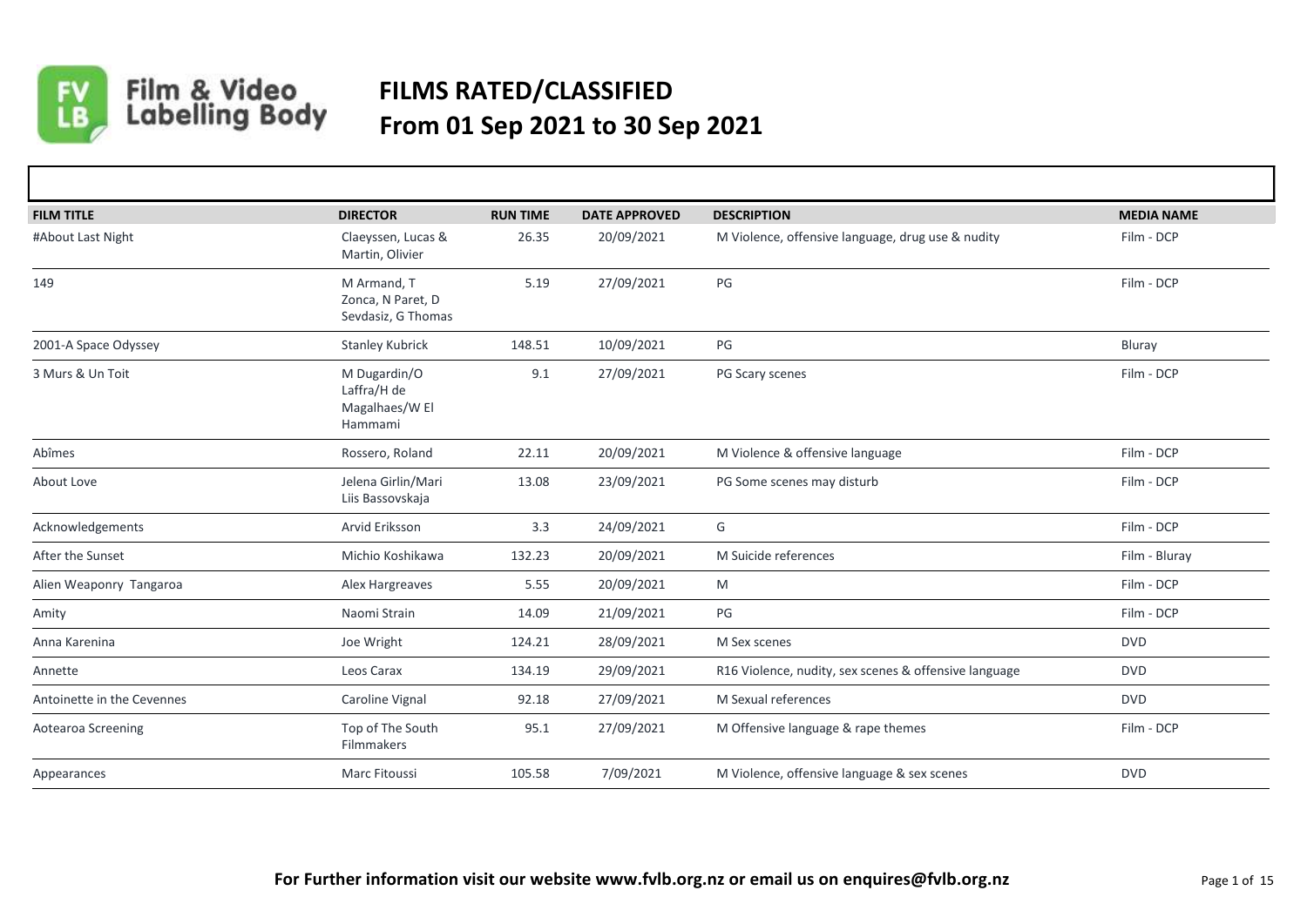# FILMS RATED/CLASSIFIED
# From 01 Sep 2021 to 30 Sep 2021

| FILM TITLE | DIRECTOR | RUN TIME | DATE APPROVED | DESCRIPTION | MEDIA NAME |
|---|---|---|---|---|---|
| #About Last Night | Claeyssen, Lucas & Martin, Olivier | 26.35 | 20/09/2021 | M Violence, offensive language, drug use & nudity | Film - DCP |
| 149 | M Armand, T Zonca, N Paret, D Sevdasiz, G Thomas | 5.19 | 27/09/2021 | PG | Film - DCP |
| 2001-A Space Odyssey | Stanley Kubrick | 148.51 | 10/09/2021 | PG | Bluray |
| 3 Murs & Un Toit | M Dugardin/O Laffra/H de Magalhaes/W El Hammami | 9.1 | 27/09/2021 | PG Scary scenes | Film - DCP |
| Abîmes | Rossero, Roland | 22.11 | 20/09/2021 | M Violence & offensive language | Film - DCP |
| About Love | Jelena Girlin/Mari Liis Bassovskaja | 13.08 | 23/09/2021 | PG Some scenes may disturb | Film - DCP |
| Acknowledgements | Arvid Eriksson | 3.3 | 24/09/2021 | G | Film - DCP |
| After the Sunset | Michio Koshikawa | 132.23 | 20/09/2021 | M Suicide references | Film - Bluray |
| Alien Weaponry Tangaroa | Alex Hargreaves | 5.55 | 20/09/2021 | M | Film - DCP |
| Amity | Naomi Strain | 14.09 | 21/09/2021 | PG | Film - DCP |
| Anna Karenina | Joe Wright | 124.21 | 28/09/2021 | M Sex scenes | DVD |
| Annette | Leos Carax | 134.19 | 29/09/2021 | R16 Violence, nudity, sex scenes & offensive language | DVD |
| Antoinette in the Cevennes | Caroline Vignal | 92.18 | 27/09/2021 | M Sexual references | DVD |
| Aotearoa Screening | Top of The South Filmmakers | 95.1 | 27/09/2021 | M Offensive language & rape themes | Film - DCP |
| Appearances | Marc Fitoussi | 105.58 | 7/09/2021 | M Violence, offensive language & sex scenes | DVD |

**For Further information visit our website www.fvlb.org.nz or email us on enquires@fvlb.org.nz**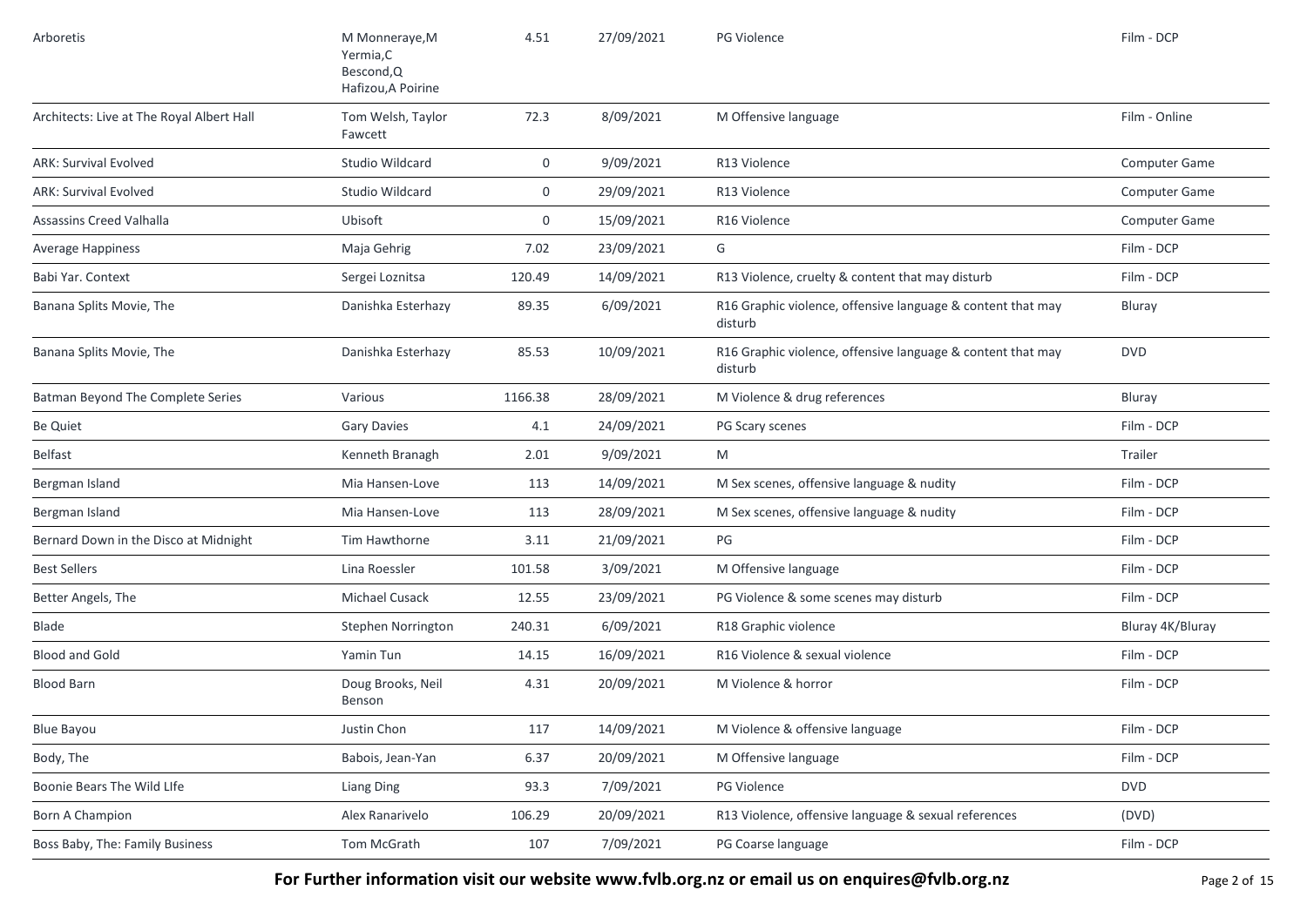| | | | | | |
|---|---|---|---|---|---|
| Arboretis | M Monneraye,M Yermia,C Bescond,Q Hafizou,A Poirine | 4.51 | 27/09/2021 | PG Violence | Film - DCP |
| Architects: Live at The Royal Albert Hall | Tom Welsh, Taylor Fawcett | 72.3 | 8/09/2021 | M Offensive language | Film - Online |
| ARK: Survival Evolved | Studio Wildcard | 0 | 9/09/2021 | R13 Violence | Computer Game |
| ARK: Survival Evolved | Studio Wildcard | 0 | 29/09/2021 | R13 Violence | Computer Game |
| Assassins Creed Valhalla | Ubisoft | 0 | 15/09/2021 | R16 Violence | Computer Game |
| Average Happiness | Maja Gehrig | 7.02 | 23/09/2021 | G | Film - DCP |
| Babi Yar. Context | Sergei Loznitsa | 120.49 | 14/09/2021 | R13 Violence, cruelty & content that may disturb | Film - DCP |
| Banana Splits Movie, The | Danishka Esterhazy | 89.35 | 6/09/2021 | R16 Graphic violence, offensive language & content that may disturb | Bluray |
| Banana Splits Movie, The | Danishka Esterhazy | 85.53 | 10/09/2021 | R16 Graphic violence, offensive language & content that may disturb | DVD |
| Batman Beyond The Complete Series | Various | 1166.38 | 28/09/2021 | M Violence & drug references | Bluray |
| Be Quiet | Gary Davies | 4.1 | 24/09/2021 | PG Scary scenes | Film - DCP |
| Belfast | Kenneth Branagh | 2.01 | 9/09/2021 | M | Trailer |
| Bergman Island | Mia Hansen-Love | 113 | 14/09/2021 | M Sex scenes, offensive language & nudity | Film - DCP |
| Bergman Island | Mia Hansen-Love | 113 | 28/09/2021 | M Sex scenes, offensive language & nudity | Film - DCP |
| Bernard Down in the Disco at Midnight | Tim Hawthorne | 3.11 | 21/09/2021 | PG | Film - DCP |
| Best Sellers | Lina Roessler | 101.58 | 3/09/2021 | M Offensive language | Film - DCP |
| Better Angels, The | Michael Cusack | 12.55 | 23/09/2021 | PG Violence & some scenes may disturb | Film - DCP |
| Blade | Stephen Norrington | 240.31 | 6/09/2021 | R18 Graphic violence | Bluray 4K/Bluray |
| Blood and Gold | Yamin Tun | 14.15 | 16/09/2021 | R16 Violence & sexual violence | Film - DCP |
| Blood Barn | Doug Brooks, Neil Benson | 4.31 | 20/09/2021 | M Violence & horror | Film - DCP |
| Blue Bayou | Justin Chon | 117 | 14/09/2021 | M Violence & offensive language | Film - DCP |
| Body, The | Babois, Jean-Yan | 6.37 | 20/09/2021 | M Offensive language | Film - DCP |
| Boonie Bears The Wild LIfe | Liang Ding | 93.3 | 7/09/2021 | PG Violence | DVD |
| Born A Champion | Alex Ranarivelo | 106.29 | 20/09/2021 | R13 Violence, offensive language & sexual references | (DVD) |
| Boss Baby, The: Family Business | Tom McGrath | 107 | 7/09/2021 | PG Coarse language | Film - DCP |

**For Further information visit our website www.fvlb.org.nz or email us on enquires@fvlb.org.nz**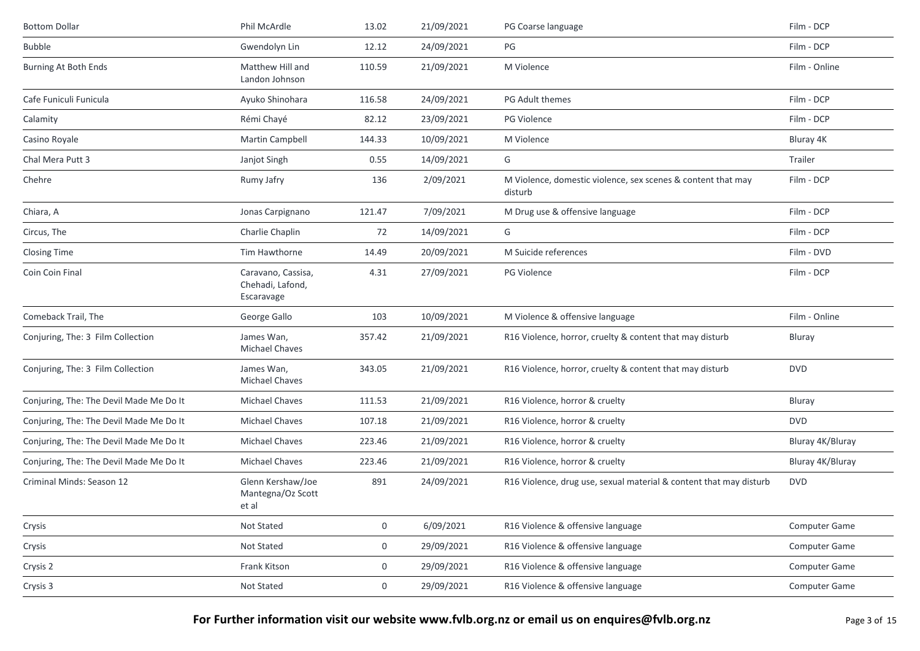| | | | | | |
|---|---|---|---|---|---|
| Bottom Dollar | Phil McArdle | 13.02 | 21/09/2021 | PG Coarse language | Film - DCP |
| Bubble | Gwendolyn Lin | 12.12 | 24/09/2021 | PG | Film - DCP |
| Burning At Both Ends | Matthew Hill and Landon Johnson | 110.59 | 21/09/2021 | M Violence | Film - Online |
| Cafe Funiculi Funicula | Ayuko Shinohara | 116.58 | 24/09/2021 | PG Adult themes | Film - DCP |
| Calamity | Rémi Chayé | 82.12 | 23/09/2021 | PG Violence | Film - DCP |
| Casino Royale | Martin Campbell | 144.33 | 10/09/2021 | M Violence | Bluray 4K |
| Chal Mera Putt 3 | Janjot Singh | 0.55 | 14/09/2021 | G | Trailer |
| Chehre | Rumy Jafry | 136 | 2/09/2021 | M Violence, domestic violence, sex scenes & content that may disturb | Film - DCP |
| Chiara, A | Jonas Carpignano | 121.47 | 7/09/2021 | M Drug use & offensive language | Film - DCP |
| Circus, The | Charlie Chaplin | 72 | 14/09/2021 | G | Film - DCP |
| Closing Time | Tim Hawthorne | 14.49 | 20/09/2021 | M Suicide references | Film - DVD |
| Coin Coin Final | Caravano, Cassisa, Chehadi, Lafond, Escaravage | 4.31 | 27/09/2021 | PG Violence | Film - DCP |
| Comeback Trail, The | George Gallo | 103 | 10/09/2021 | M Violence & offensive language | Film - Online |
| Conjuring, The: 3 Film Collection | James Wan, Michael Chaves | 357.42 | 21/09/2021 | R16 Violence, horror, cruelty & content that may disturb | Bluray |
| Conjuring, The: 3 Film Collection | James Wan, Michael Chaves | 343.05 | 21/09/2021 | R16 Violence, horror, cruelty & content that may disturb | DVD |
| Conjuring, The: The Devil Made Me Do It | Michael Chaves | 111.53 | 21/09/2021 | R16 Violence, horror & cruelty | Bluray |
| Conjuring, The: The Devil Made Me Do It | Michael Chaves | 107.18 | 21/09/2021 | R16 Violence, horror & cruelty | DVD |
| Conjuring, The: The Devil Made Me Do It | Michael Chaves | 223.46 | 21/09/2021 | R16 Violence, horror & cruelty | Bluray 4K/Bluray |
| Conjuring, The: The Devil Made Me Do It | Michael Chaves | 223.46 | 21/09/2021 | R16 Violence, horror & cruelty | Bluray 4K/Bluray |
| Criminal Minds: Season 12 | Glenn Kershaw/Joe Mantegna/Oz Scott et al | 891 | 24/09/2021 | R16 Violence, drug use, sexual material & content that may disturb | DVD |
| Crysis | Not Stated | 0 | 6/09/2021 | R16 Violence & offensive language | Computer Game |
| Crysis | Not Stated | 0 | 29/09/2021 | R16 Violence & offensive language | Computer Game |
| Crysis 2 | Frank Kitson | 0 | 29/09/2021 | R16 Violence & offensive language | Computer Game |
| Crysis 3 | Not Stated | 0 | 29/09/2021 | R16 Violence & offensive language | Computer Game |

**For Further information visit our website www.fvlb.org.nz or email us on enquires@fvlb.org.nz**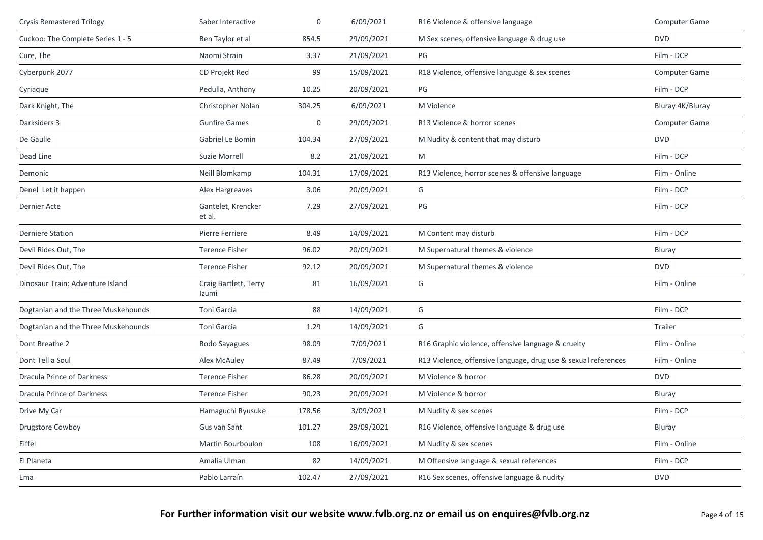| | | | | | |
|---|---|---|---|---|---|
| Crysis Remastered Trilogy | Saber Interactive | 0 | 6/09/2021 | R16 Violence & offensive language | Computer Game |
| Cuckoo: The Complete Series 1 - 5 | Ben Taylor et al | 854.5 | 29/09/2021 | M Sex scenes, offensive language & drug use | DVD |
| Cure, The | Naomi Strain | 3.37 | 21/09/2021 | PG | Film - DCP |
| Cyberpunk 2077 | CD Projekt Red | 99 | 15/09/2021 | R18 Violence, offensive language & sex scenes | Computer Game |
| Cyriaque | Pedulla, Anthony | 10.25 | 20/09/2021 | PG | Film - DCP |
| Dark Knight, The | Christopher Nolan | 304.25 | 6/09/2021 | M Violence | Bluray 4K/Bluray |
| Darksiders 3 | Gunfire Games | 0 | 29/09/2021 | R13 Violence & horror scenes | Computer Game |
| De Gaulle | Gabriel Le Bomin | 104.34 | 27/09/2021 | M Nudity & content that may disturb | DVD |
| Dead Line | Suzie Morrell | 8.2 | 21/09/2021 | M | Film - DCP |
| Demonic | Neill Blomkamp | 104.31 | 17/09/2021 | R13 Violence, horror scenes & offensive language | Film - Online |
| Denel Let it happen | Alex Hargreaves | 3.06 | 20/09/2021 | G | Film - DCP |
| Dernier Acte | Gantelet, Krencker et al. | 7.29 | 27/09/2021 | PG | Film - DCP |
| Derniere Station | Pierre Ferriere | 8.49 | 14/09/2021 | M Content may disturb | Film - DCP |
| Devil Rides Out, The | Terence Fisher | 96.02 | 20/09/2021 | M Supernatural themes & violence | Bluray |
| Devil Rides Out, The | Terence Fisher | 92.12 | 20/09/2021 | M Supernatural themes & violence | DVD |
| Dinosaur Train: Adventure Island | Craig Bartlett, Terry Izumi | 81 | 16/09/2021 | G | Film - Online |
| Dogtanian and the Three Muskehounds | Toni Garcia | 88 | 14/09/2021 | G | Film - DCP |
| Dogtanian and the Three Muskehounds | Toni Garcia | 1.29 | 14/09/2021 | G | Trailer |
| Dont Breathe 2 | Rodo Sayagues | 98.09 | 7/09/2021 | R16 Graphic violence, offensive language & cruelty | Film - Online |
| Dont Tell a Soul | Alex McAuley | 87.49 | 7/09/2021 | R13 Violence, offensive language, drug use & sexual references | Film - Online |
| Dracula Prince of Darkness | Terence Fisher | 86.28 | 20/09/2021 | M Violence & horror | DVD |
| Dracula Prince of Darkness | Terence Fisher | 90.23 | 20/09/2021 | M Violence & horror | Bluray |
| Drive My Car | Hamaguchi Ryusuke | 178.56 | 3/09/2021 | M Nudity & sex scenes | Film - DCP |
| Drugstore Cowboy | Gus van Sant | 101.27 | 29/09/2021 | R16 Violence, offensive language & drug use | Bluray |
| Eiffel | Martin Bourboulon | 108 | 16/09/2021 | M Nudity & sex scenes | Film - Online |
| El Planeta | Amalia Ulman | 82 | 14/09/2021 | M Offensive language & sexual references | Film - DCP |
| Ema | Pablo Larraín | 102.47 | 27/09/2021 | R16 Sex scenes, offensive language & nudity | DVD |

**For Further information visit our website www.fvlb.org.nz or email us on enquires@fvlb.org.nz**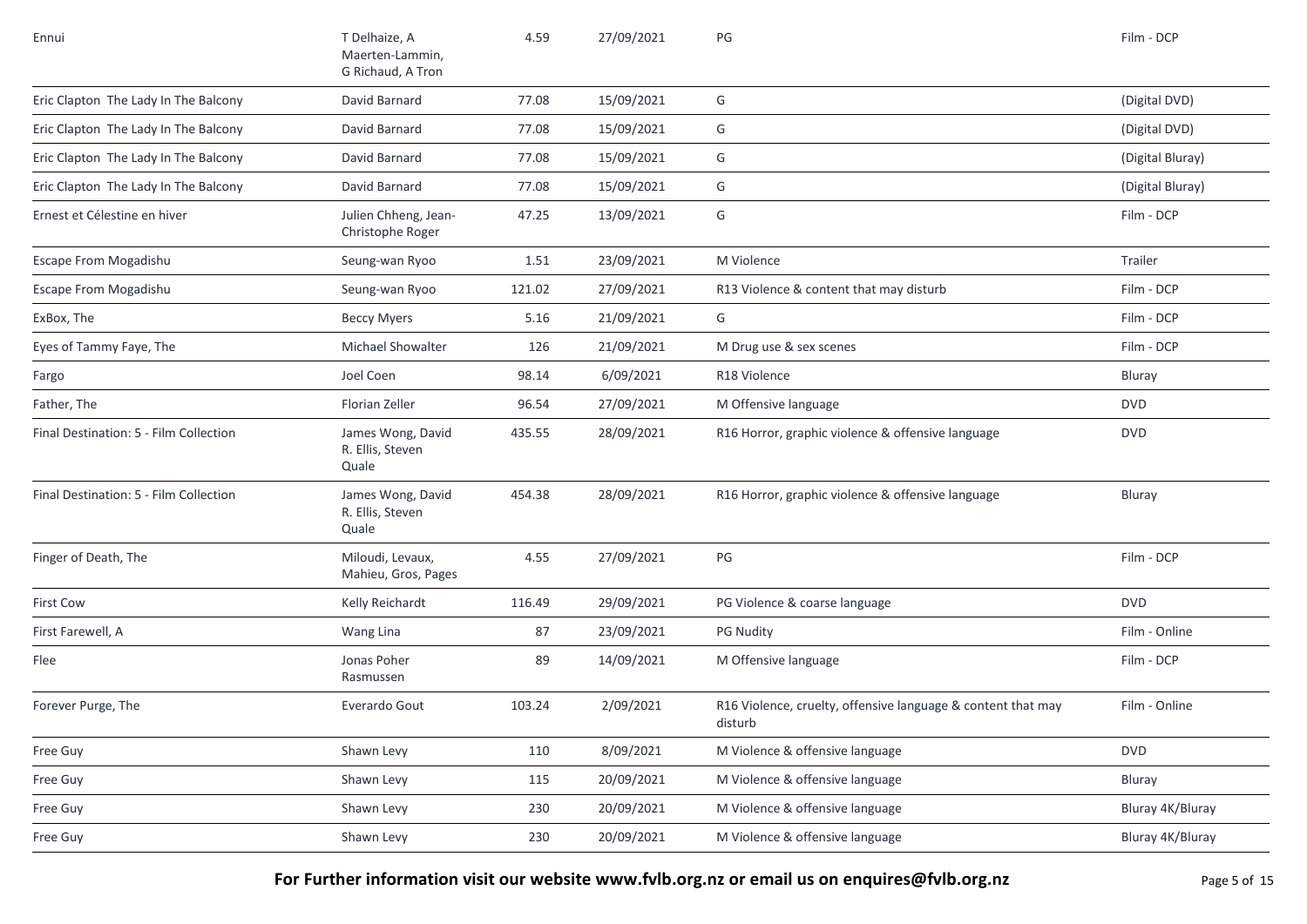| | | | | | |
|---|---|---|---|---|---|
| Ennui | T Delhaize, A Maerten-Lammin, G Richaud, A Tron | 4.59 | 27/09/2021 | PG | Film - DCP |
| Eric Clapton The Lady In The Balcony | David Barnard | 77.08 | 15/09/2021 | G | (Digital DVD) |
| Eric Clapton The Lady In The Balcony | David Barnard | 77.08 | 15/09/2021 | G | (Digital DVD) |
| Eric Clapton The Lady In The Balcony | David Barnard | 77.08 | 15/09/2021 | G | (Digital Bluray) |
| Eric Clapton The Lady In The Balcony | David Barnard | 77.08 | 15/09/2021 | G | (Digital Bluray) |
| Ernest et Célestine en hiver | Julien Chheng, Jean-Christophe Roger | 47.25 | 13/09/2021 | G | Film - DCP |
| Escape From Mogadishu | Seung-wan Ryoo | 1.51 | 23/09/2021 | M Violence | Trailer |
| Escape From Mogadishu | Seung-wan Ryoo | 121.02 | 27/09/2021 | R13 Violence & content that may disturb | Film - DCP |
| ExBox, The | Beccy Myers | 5.16 | 21/09/2021 | G | Film - DCP |
| Eyes of Tammy Faye, The | Michael Showalter | 126 | 21/09/2021 | M Drug use & sex scenes | Film - DCP |
| Fargo | Joel Coen | 98.14 | 6/09/2021 | R18 Violence | Bluray |
| Father, The | Florian Zeller | 96.54 | 27/09/2021 | M Offensive language | DVD |
| Final Destination: 5 - Film Collection | James Wong, David R. Ellis, Steven Quale | 435.55 | 28/09/2021 | R16 Horror, graphic violence & offensive language | DVD |
| Final Destination: 5 - Film Collection | James Wong, David R. Ellis, Steven Quale | 454.38 | 28/09/2021 | R16 Horror, graphic violence & offensive language | Bluray |
| Finger of Death, The | Miloudi, Levaux, Mahieu, Gros, Pages | 4.55 | 27/09/2021 | PG | Film - DCP |
| First Cow | Kelly Reichardt | 116.49 | 29/09/2021 | PG Violence & coarse language | DVD |
| First Farewell, A | Wang Lina | 87 | 23/09/2021 | PG Nudity | Film - Online |
| Flee | Jonas Poher Rasmussen | 89 | 14/09/2021 | M Offensive language | Film - DCP |
| Forever Purge, The | Everardo Gout | 103.24 | 2/09/2021 | R16 Violence, cruelty, offensive language & content that may disturb | Film - Online |
| Free Guy | Shawn Levy | 110 | 8/09/2021 | M Violence & offensive language | DVD |
| Free Guy | Shawn Levy | 115 | 20/09/2021 | M Violence & offensive language | Bluray |
| Free Guy | Shawn Levy | 230 | 20/09/2021 | M Violence & offensive language | Bluray 4K/Bluray |
| Free Guy | Shawn Levy | 230 | 20/09/2021 | M Violence & offensive language | Bluray 4K/Bluray |

**For Further information visit our website www.fvlb.org.nz or email us on enquires@fvlb.org.nz**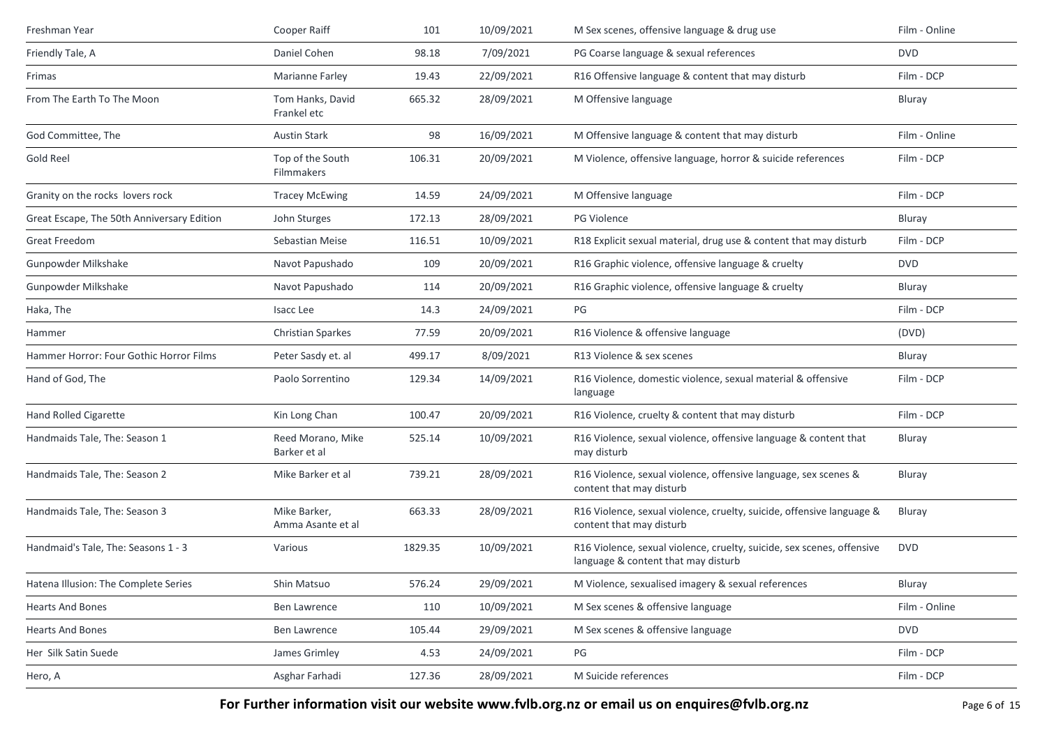| | | | | | |
|---|---|---|---|---|---|
| Freshman Year | Cooper Raiff | 101 | 10/09/2021 | M Sex scenes, offensive language & drug use | Film - Online |
| Friendly Tale, A | Daniel Cohen | 98.18 | 7/09/2021 | PG Coarse language & sexual references | DVD |
| Frimas | Marianne Farley | 19.43 | 22/09/2021 | R16 Offensive language & content that may disturb | Film - DCP |
| From The Earth To The Moon | Tom Hanks, David Frankel etc | 665.32 | 28/09/2021 | M Offensive language | Bluray |
| God Committee, The | Austin Stark | 98 | 16/09/2021 | M Offensive language & content that may disturb | Film - Online |
| Gold Reel | Top of the South Filmmakers | 106.31 | 20/09/2021 | M Violence, offensive language, horror & suicide references | Film - DCP |
| Granity on the rocks lovers rock | Tracey McEwing | 14.59 | 24/09/2021 | M Offensive language | Film - DCP |
| Great Escape, The 50th Anniversary Edition | John Sturges | 172.13 | 28/09/2021 | PG Violence | Bluray |
| Great Freedom | Sebastian Meise | 116.51 | 10/09/2021 | R18 Explicit sexual material, drug use & content that may disturb | Film - DCP |
| Gunpowder Milkshake | Navot Papushado | 109 | 20/09/2021 | R16 Graphic violence, offensive language & cruelty | DVD |
| Gunpowder Milkshake | Navot Papushado | 114 | 20/09/2021 | R16 Graphic violence, offensive language & cruelty | Bluray |
| Haka, The | Isacc Lee | 14.3 | 24/09/2021 | PG | Film - DCP |
| Hammer | Christian Sparkes | 77.59 | 20/09/2021 | R16 Violence & offensive language | (DVD) |
| Hammer Horror: Four Gothic Horror Films | Peter Sasdy et. al | 499.17 | 8/09/2021 | R13 Violence & sex scenes | Bluray |
| Hand of God, The | Paolo Sorrentino | 129.34 | 14/09/2021 | R16 Violence, domestic violence, sexual material & offensive language | Film - DCP |
| Hand Rolled Cigarette | Kin Long Chan | 100.47 | 20/09/2021 | R16 Violence, cruelty & content that may disturb | Film - DCP |
| Handmaids Tale, The: Season 1 | Reed Morano, Mike Barker et al | 525.14 | 10/09/2021 | R16 Violence, sexual violence, offensive language & content that may disturb | Bluray |
| Handmaids Tale, The: Season 2 | Mike Barker et al | 739.21 | 28/09/2021 | R16 Violence, sexual violence, offensive language, sex scenes & content that may disturb | Bluray |
| Handmaids Tale, The: Season 3 | Mike Barker, Amma Asante et al | 663.33 | 28/09/2021 | R16 Violence, sexual violence, cruelty, suicide, offensive language & content that may disturb | Bluray |
| Handmaid's Tale, The: Seasons 1 - 3 | Various | 1829.35 | 10/09/2021 | R16 Violence, sexual violence, cruelty, suicide, sex scenes, offensive language & content that may disturb | DVD |
| Hatena Illusion: The Complete Series | Shin Matsuo | 576.24 | 29/09/2021 | M Violence, sexualised imagery & sexual references | Bluray |
| Hearts And Bones | Ben Lawrence | 110 | 10/09/2021 | M Sex scenes & offensive language | Film - Online |
| Hearts And Bones | Ben Lawrence | 105.44 | 29/09/2021 | M Sex scenes & offensive language | DVD |
| Her Silk Satin Suede | James Grimley | 4.53 | 24/09/2021 | PG | Film - DCP |
| Hero, A | Asghar Farhadi | 127.36 | 28/09/2021 | M Suicide references | Film - DCP |

**For Further information visit our website www.fvlb.org.nz or email us on enquires@fvlb.org.nz**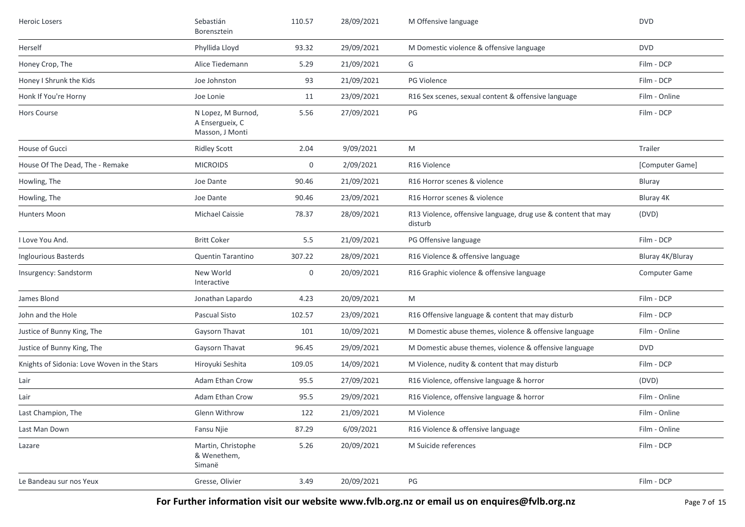| | | | | | |
|---|---|---|---|---|---|
| Heroic Losers | Sebastián Borensztein | 110.57 | 28/09/2021 | M Offensive language | DVD |
| Herself | Phyllida Lloyd | 93.32 | 29/09/2021 | M Domestic violence & offensive language | DVD |
| Honey Crop, The | Alice Tiedemann | 5.29 | 21/09/2021 | G | Film - DCP |
| Honey I Shrunk the Kids | Joe Johnston | 93 | 21/09/2021 | PG Violence | Film - DCP |
| Honk If You're Horny | Joe Lonie | 11 | 23/09/2021 | R16 Sex scenes, sexual content & offensive language | Film - Online |
| Hors Course | N Lopez, M Burnod, A Ensergueix, C Masson, J Monti | 5.56 | 27/09/2021 | PG | Film - DCP |
| House of Gucci | Ridley Scott | 2.04 | 9/09/2021 | M | Trailer |
| House Of The Dead, The - Remake | MICROIDS | 0 | 2/09/2021 | R16 Violence | [Computer Game] |
| Howling, The | Joe Dante | 90.46 | 21/09/2021 | R16 Horror scenes & violence | Bluray |
| Howling, The | Joe Dante | 90.46 | 23/09/2021 | R16 Horror scenes & violence | Bluray 4K |
| Hunters Moon | Michael Caissie | 78.37 | 28/09/2021 | R13 Violence, offensive language, drug use & content that may disturb | (DVD) |
| I Love You And. | Britt Coker | 5.5 | 21/09/2021 | PG Offensive language | Film - DCP |
| Inglourious Basterds | Quentin Tarantino | 307.22 | 28/09/2021 | R16 Violence & offensive language | Bluray 4K/Bluray |
| Insurgency: Sandstorm | New World Interactive | 0 | 20/09/2021 | R16 Graphic violence & offensive language | Computer Game |
| James Blond | Jonathan Lapardo | 4.23 | 20/09/2021 | M | Film - DCP |
| John and the Hole | Pascual Sisto | 102.57 | 23/09/2021 | R16 Offensive language & content that may disturb | Film - DCP |
| Justice of Bunny King, The | Gaysorn Thavat | 101 | 10/09/2021 | M Domestic abuse themes, violence & offensive language | Film - Online |
| Justice of Bunny King, The | Gaysorn Thavat | 96.45 | 29/09/2021 | M Domestic abuse themes, violence & offensive language | DVD |
| Knights of Sidonia: Love Woven in the Stars | Hiroyuki Seshita | 109.05 | 14/09/2021 | M Violence, nudity & content that may disturb | Film - DCP |
| Lair | Adam Ethan Crow | 95.5 | 27/09/2021 | R16 Violence, offensive language & horror | (DVD) |
| Lair | Adam Ethan Crow | 95.5 | 29/09/2021 | R16 Violence, offensive language & horror | Film - Online |
| Last Champion, The | Glenn Withrow | 122 | 21/09/2021 | M Violence | Film - Online |
| Last Man Down | Fansu Njie | 87.29 | 6/09/2021 | R16 Violence & offensive language | Film - Online |
| Lazare | Martin, Christophe & Wenethem, Simanë | 5.26 | 20/09/2021 | M Suicide references | Film - DCP |
| Le Bandeau sur nos Yeux | Gresse, Olivier | 3.49 | 20/09/2021 | PG | Film - DCP |

**For Further information visit our website www.fvlb.org.nz or email us on enquires@fvlb.org.nz**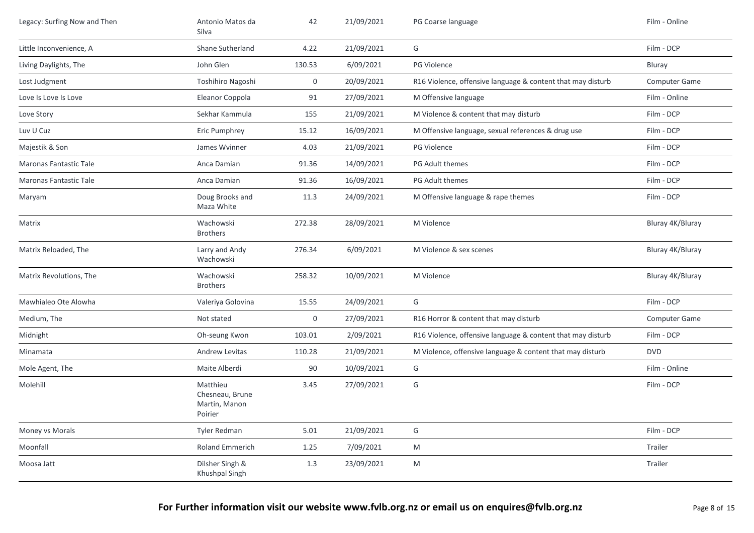| | | | | | |
|---|---|---|---|---|---|
| Legacy: Surfing Now and Then | Antonio Matos da Silva | 42 | 21/09/2021 | PG Coarse language | Film - Online |
| Little Inconvenience, A | Shane Sutherland | 4.22 | 21/09/2021 | G | Film - DCP |
| Living Daylights, The | John Glen | 130.53 | 6/09/2021 | PG Violence | Bluray |
| Lost Judgment | Toshihiro Nagoshi | 0 | 20/09/2021 | R16 Violence, offensive language & content that may disturb | Computer Game |
| Love Is Love Is Love | Eleanor Coppola | 91 | 27/09/2021 | M Offensive language | Film - Online |
| Love Story | Sekhar Kammula | 155 | 21/09/2021 | M Violence & content that may disturb | Film - DCP |
| Luv U Cuz | Eric Pumphrey | 15.12 | 16/09/2021 | M Offensive language, sexual references & drug use | Film - DCP |
| Majestik & Son | James Wvinner | 4.03 | 21/09/2021 | PG Violence | Film - DCP |
| Maronas Fantastic Tale | Anca Damian | 91.36 | 14/09/2021 | PG Adult themes | Film - DCP |
| Maronas Fantastic Tale | Anca Damian | 91.36 | 16/09/2021 | PG Adult themes | Film - DCP |
| Maryam | Doug Brooks and Maza White | 11.3 | 24/09/2021 | M Offensive language & rape themes | Film - DCP |
| Matrix | Wachowski Brothers | 272.38 | 28/09/2021 | M Violence | Bluray 4K/Bluray |
| Matrix Reloaded, The | Larry and Andy Wachowski | 276.34 | 6/09/2021 | M Violence & sex scenes | Bluray 4K/Bluray |
| Matrix Revolutions, The | Wachowski Brothers | 258.32 | 10/09/2021 | M Violence | Bluray 4K/Bluray |
| Mawhialeo Ote Alowha | Valeriya Golovina | 15.55 | 24/09/2021 | G | Film - DCP |
| Medium, The | Not stated | 0 | 27/09/2021 | R16 Horror & content that may disturb | Computer Game |
| Midnight | Oh-seung Kwon | 103.01 | 2/09/2021 | R16 Violence, offensive language & content that may disturb | Film - DCP |
| Minamata | Andrew Levitas | 110.28 | 21/09/2021 | M Violence, offensive language & content that may disturb | DVD |
| Mole Agent, The | Maite Alberdi | 90 | 10/09/2021 | G | Film - Online |
| Molehill | Matthieu Chesneau, Brune Martin, Manon Poirier | 3.45 | 27/09/2021 | G | Film - DCP |
| Money vs Morals | Tyler Redman | 5.01 | 21/09/2021 | G | Film - DCP |
| Moonfall | Roland Emmerich | 1.25 | 7/09/2021 | M | Trailer |
| Moosa Jatt | Dilsher Singh & Khushpal Singh | 1.3 | 23/09/2021 | M | Trailer |

**For Further information visit our website www.fvlb.org.nz or email us on enquires@fvlb.org.nz**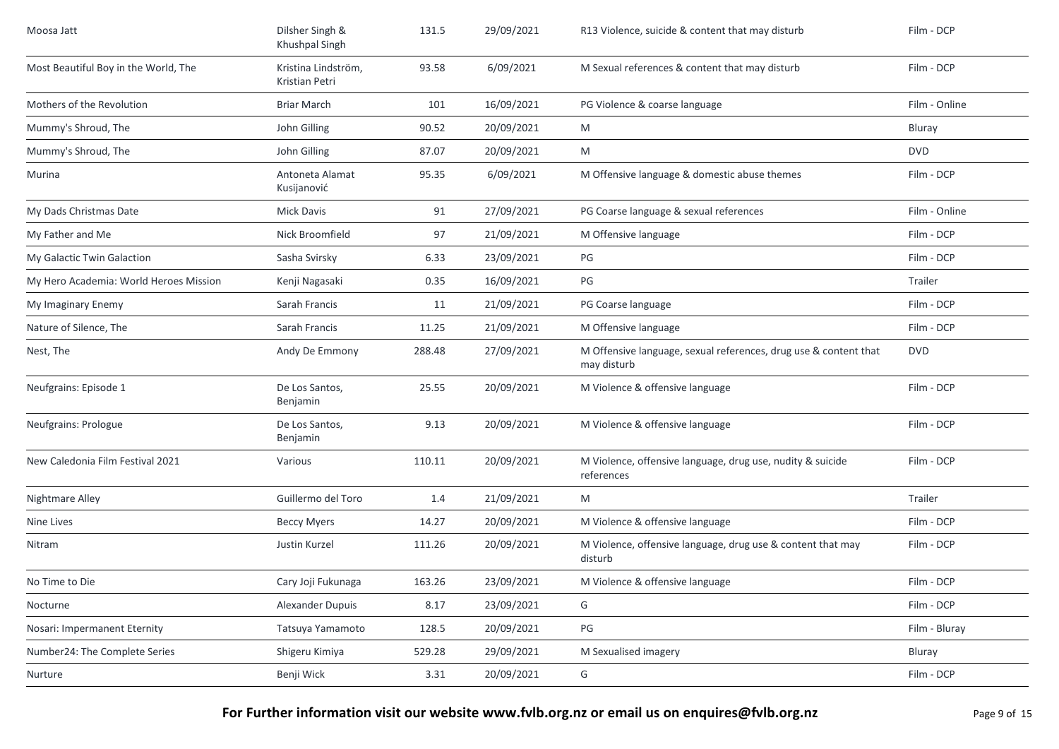| Moosa Jatt | Dilsher Singh & Khushpal Singh | 131.5 | 29/09/2021 | R13 Violence, suicide & content that may disturb | Film - DCP |
|---|---|---|---|---|---|
| Most Beautiful Boy in the World, The | Kristina Lindström, Kristian Petri | 93.58 | 6/09/2021 | M Sexual references & content that may disturb | Film - DCP |
| Mothers of the Revolution | Briar March | 101 | 16/09/2021 | PG Violence & coarse language | Film - Online |
| Mummy's Shroud, The | John Gilling | 90.52 | 20/09/2021 | M | Bluray |
| Mummy's Shroud, The | John Gilling | 87.07 | 20/09/2021 | M | DVD |
| Murina | Antoneta Alamat Kusijanović | 95.35 | 6/09/2021 | M Offensive language & domestic abuse themes | Film - DCP |
| My Dads Christmas Date | Mick Davis | 91 | 27/09/2021 | PG Coarse language & sexual references | Film - Online |
| My Father and Me | Nick Broomfield | 97 | 21/09/2021 | M Offensive language | Film - DCP |
| My Galactic Twin Galaction | Sasha Svirsky | 6.33 | 23/09/2021 | PG | Film - DCP |
| My Hero Academia: World Heroes Mission | Kenji Nagasaki | 0.35 | 16/09/2021 | PG | Trailer |
| My Imaginary Enemy | Sarah Francis | 11 | 21/09/2021 | PG Coarse language | Film - DCP |
| Nature of Silence, The | Sarah Francis | 11.25 | 21/09/2021 | M Offensive language | Film - DCP |
| Nest, The | Andy De Emmony | 288.48 | 27/09/2021 | M Offensive language, sexual references, drug use & content that may disturb | DVD |
| Neufgrains: Episode 1 | De Los Santos, Benjamin | 25.55 | 20/09/2021 | M Violence & offensive language | Film - DCP |
| Neufgrains: Prologue | De Los Santos, Benjamin | 9.13 | 20/09/2021 | M Violence & offensive language | Film - DCP |
| New Caledonia Film Festival 2021 | Various | 110.11 | 20/09/2021 | M Violence, offensive language, drug use, nudity & suicide references | Film - DCP |
| Nightmare Alley | Guillermo del Toro | 1.4 | 21/09/2021 | M | Trailer |
| Nine Lives | Beccy Myers | 14.27 | 20/09/2021 | M Violence & offensive language | Film - DCP |
| Nitram | Justin Kurzel | 111.26 | 20/09/2021 | M Violence, offensive language, drug use & content that may disturb | Film - DCP |
| No Time to Die | Cary Joji Fukunaga | 163.26 | 23/09/2021 | M Violence & offensive language | Film - DCP |
| Nocturne | Alexander Dupuis | 8.17 | 23/09/2021 | G | Film - DCP |
| Nosari: Impermanent Eternity | Tatsuya Yamamoto | 128.5 | 20/09/2021 | PG | Film - Bluray |
| Number24: The Complete Series | Shigeru Kimiya | 529.28 | 29/09/2021 | M Sexualised imagery | Bluray |
| Nurture | Benji Wick | 3.31 | 20/09/2021 | G | Film - DCP |

**For Further information visit our website www.fvlb.org.nz or email us on enquires@fvlb.org.nz**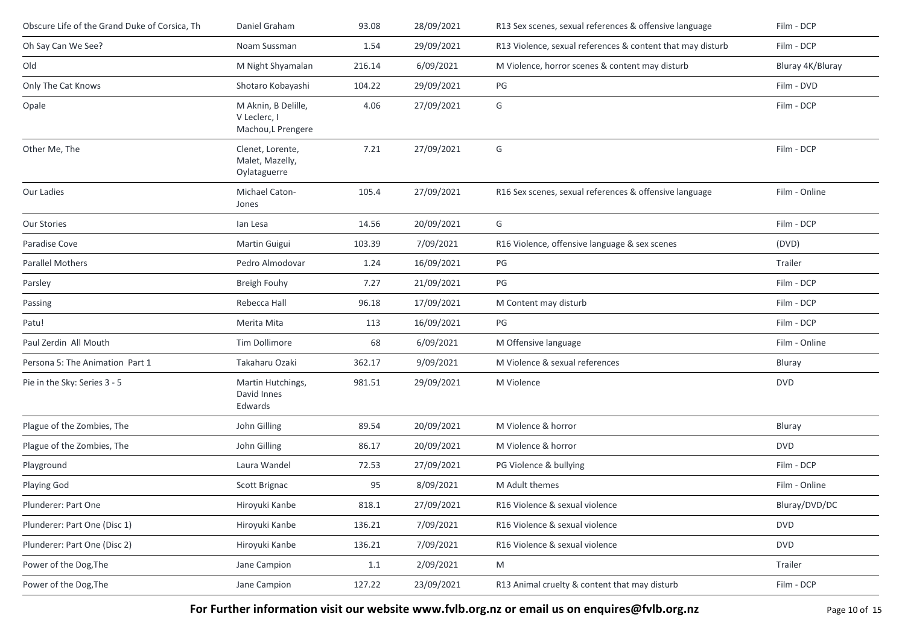| | | | | | |
|---|---|---|---|---|---|
| Obscure Life of the Grand Duke of Corsica, Th | Daniel Graham | 93.08 | 28/09/2021 | R13 Sex scenes, sexual references & offensive language | Film - DCP |
| Oh Say Can We See? | Noam Sussman | 1.54 | 29/09/2021 | R13 Violence, sexual references & content that may disturb | Film - DCP |
| Old | M Night Shyamalan | 216.14 | 6/09/2021 | M Violence, horror scenes & content may disturb | Bluray 4K/Bluray |
| Only The Cat Knows | Shotaro Kobayashi | 104.22 | 29/09/2021 | PG | Film - DVD |
| Opale | M Aknin, B Delille, V Leclerc, I Machou,L Prengere | 4.06 | 27/09/2021 | G | Film - DCP |
| Other Me, The | Clenet, Lorente, Malet, Mazelly, Oylataguerre | 7.21 | 27/09/2021 | G | Film - DCP |
| Our Ladies | Michael Caton-Jones | 105.4 | 27/09/2021 | R16 Sex scenes, sexual references & offensive language | Film - Online |
| Our Stories | Ian Lesa | 14.56 | 20/09/2021 | G | Film - DCP |
| Paradise Cove | Martin Guigui | 103.39 | 7/09/2021 | R16 Violence, offensive language & sex scenes | (DVD) |
| Parallel Mothers | Pedro Almodovar | 1.24 | 16/09/2021 | PG | Trailer |
| Parsley | Breigh Fouhy | 7.27 | 21/09/2021 | PG | Film - DCP |
| Passing | Rebecca Hall | 96.18 | 17/09/2021 | M Content may disturb | Film - DCP |
| Patu! | Merita Mita | 113 | 16/09/2021 | PG | Film - DCP |
| Paul Zerdin All Mouth | Tim Dollimore | 68 | 6/09/2021 | M Offensive language | Film - Online |
| Persona 5: The Animation Part 1 | Takaharu Ozaki | 362.17 | 9/09/2021 | M Violence & sexual references | Bluray |
| Pie in the Sky: Series 3 - 5 | Martin Hutchings, David Innes Edwards | 981.51 | 29/09/2021 | M Violence | DVD |
| Plague of the Zombies, The | John Gilling | 89.54 | 20/09/2021 | M Violence & horror | Bluray |
| Plague of the Zombies, The | John Gilling | 86.17 | 20/09/2021 | M Violence & horror | DVD |
| Playground | Laura Wandel | 72.53 | 27/09/2021 | PG Violence & bullying | Film - DCP |
| Playing God | Scott Brignac | 95 | 8/09/2021 | M Adult themes | Film - Online |
| Plunderer: Part One | Hiroyuki Kanbe | 818.1 | 27/09/2021 | R16 Violence & sexual violence | Bluray/DVD/DC |
| Plunderer: Part One (Disc 1) | Hiroyuki Kanbe | 136.21 | 7/09/2021 | R16 Violence & sexual violence | DVD |
| Plunderer: Part One (Disc 2) | Hiroyuki Kanbe | 136.21 | 7/09/2021 | R16 Violence & sexual violence | DVD |
| Power of the Dog,The | Jane Campion | 1.1 | 2/09/2021 | M | Trailer |
| Power of the Dog,The | Jane Campion | 127.22 | 23/09/2021 | R13 Animal cruelty & content that may disturb | Film - DCP |

**For Further information visit our website www.fvlb.org.nz or email us on enquires@fvlb.org.nz**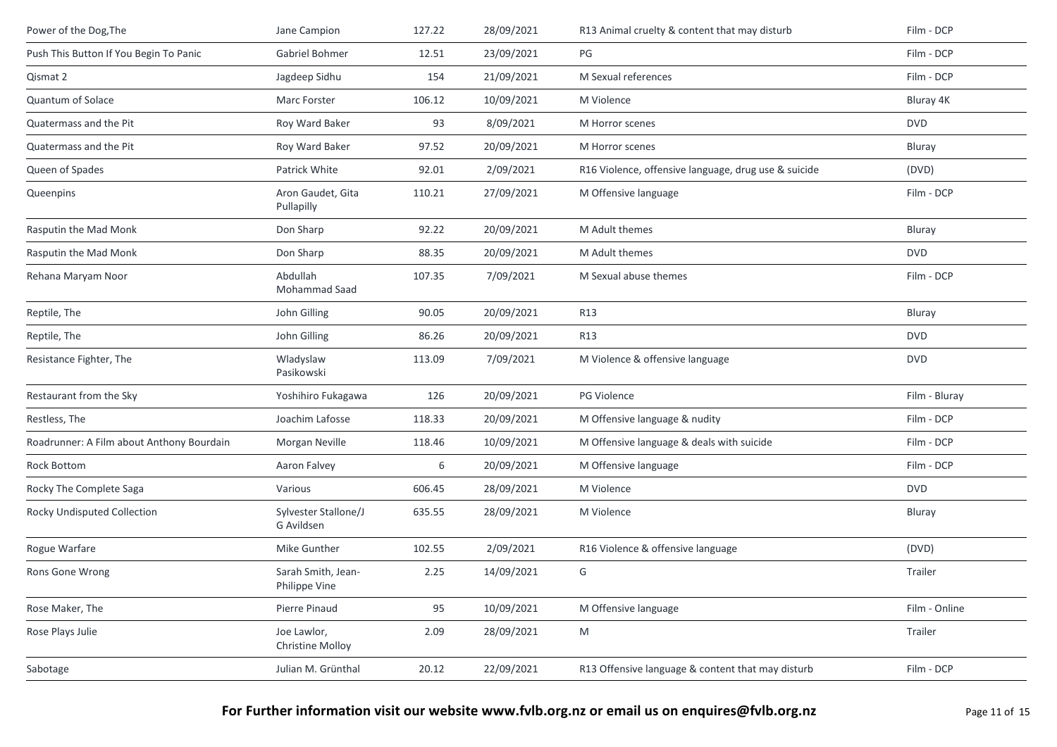| Power of the Dog,The | Jane Campion | 127.22 | 28/09/2021 | R13 Animal cruelty & content that may disturb | Film - DCP |
|---|---|---|---|---|---|
| Push This Button If You Begin To Panic | Gabriel Bohmer | 12.51 | 23/09/2021 | PG | Film - DCP |
| Qismat 2 | Jagdeep Sidhu | 154 | 21/09/2021 | M Sexual references | Film - DCP |
| Quantum of Solace | Marc Forster | 106.12 | 10/09/2021 | M Violence | Bluray 4K |
| Quatermass and the Pit | Roy Ward Baker | 93 | 8/09/2021 | M Horror scenes | DVD |
| Quatermass and the Pit | Roy Ward Baker | 97.52 | 20/09/2021 | M Horror scenes | Bluray |
| Queen of Spades | Patrick White | 92.01 | 2/09/2021 | R16 Violence, offensive language, drug use & suicide | (DVD) |
| Queenpins | Aron Gaudet, Gita Pullapilly | 110.21 | 27/09/2021 | M Offensive language | Film - DCP |
| Rasputin the Mad Monk | Don Sharp | 92.22 | 20/09/2021 | M Adult themes | Bluray |
| Rasputin the Mad Monk | Don Sharp | 88.35 | 20/09/2021 | M Adult themes | DVD |
| Rehana Maryam Noor | Abdullah Mohammad Saad | 107.35 | 7/09/2021 | M Sexual abuse themes | Film - DCP |
| Reptile, The | John Gilling | 90.05 | 20/09/2021 | R13 | Bluray |
| Reptile, The | John Gilling | 86.26 | 20/09/2021 | R13 | DVD |
| Resistance Fighter, The | Wladyslaw Pasikowski | 113.09 | 7/09/2021 | M Violence & offensive language | DVD |
| Restaurant from the Sky | Yoshihiro Fukagawa | 126 | 20/09/2021 | PG Violence | Film - Bluray |
| Restless, The | Joachim Lafosse | 118.33 | 20/09/2021 | M Offensive language & nudity | Film - DCP |
| Roadrunner: A Film about Anthony Bourdain | Morgan Neville | 118.46 | 10/09/2021 | M Offensive language & deals with suicide | Film - DCP |
| Rock Bottom | Aaron Falvey | 6 | 20/09/2021 | M Offensive language | Film - DCP |
| Rocky The Complete Saga | Various | 606.45 | 28/09/2021 | M Violence | DVD |
| Rocky Undisputed Collection | Sylvester Stallone/J G Avildsen | 635.55 | 28/09/2021 | M Violence | Bluray |
| Rogue Warfare | Mike Gunther | 102.55 | 2/09/2021 | R16 Violence & offensive language | (DVD) |
| Rons Gone Wrong | Sarah Smith, Jean-Philippe Vine | 2.25 | 14/09/2021 | G | Trailer |
| Rose Maker, The | Pierre Pinaud | 95 | 10/09/2021 | M Offensive language | Film - Online |
| Rose Plays Julie | Joe Lawlor, Christine Molloy | 2.09 | 28/09/2021 | M | Trailer |
| Sabotage | Julian M. Grünthal | 20.12 | 22/09/2021 | R13 Offensive language & content that may disturb | Film - DCP |

**For Further information visit our website www.fvlb.org.nz or email us on enquires@fvlb.org.nz**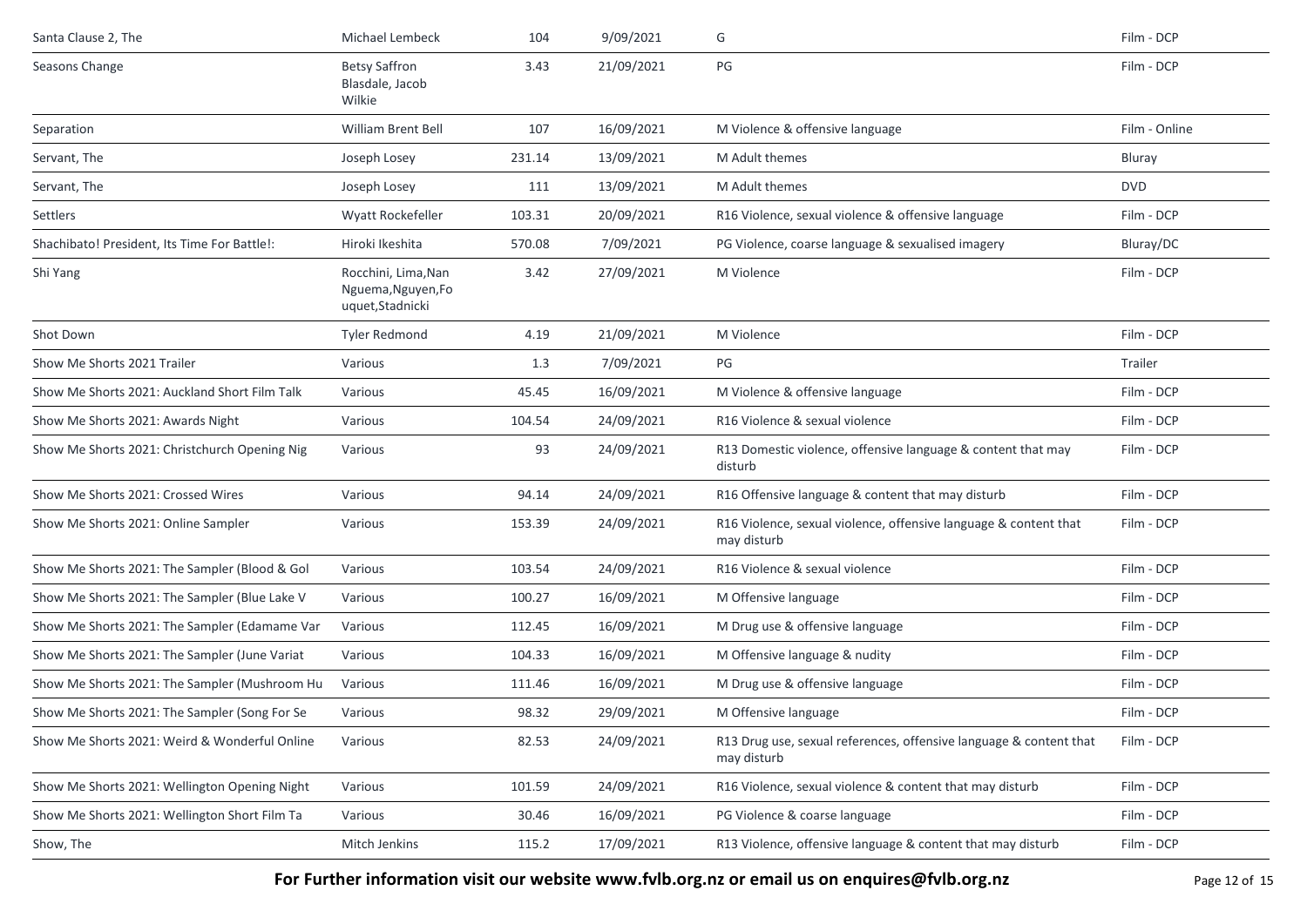| | | | | | |
|---|---|---|---|---|---|
| Santa Clause 2, The | Michael Lembeck | 104 | 9/09/2021 | G | Film - DCP |
| Seasons Change | Betsy Saffron Blasdale, Jacob Wilkie | 3.43 | 21/09/2021 | PG | Film - DCP |
| Separation | William Brent Bell | 107 | 16/09/2021 | M Violence & offensive language | Film - Online |
| Servant, The | Joseph Losey | 231.14 | 13/09/2021 | M Adult themes | Bluray |
| Servant, The | Joseph Losey | 111 | 13/09/2021 | M Adult themes | DVD |
| Settlers | Wyatt Rockefeller | 103.31 | 20/09/2021 | R16 Violence, sexual violence & offensive language | Film - DCP |
| Shachibato! President, Its Time For Battle!: | Hiroki Ikeshita | 570.08 | 7/09/2021 | PG Violence, coarse language & sexualised imagery | Bluray/DC |
| Shi Yang | Rocchini, Lima,Nan Nguema,Nguyen,Fo uquet,Stadnicki | 3.42 | 27/09/2021 | M Violence | Film - DCP |
| Shot Down | Tyler Redmond | 4.19 | 21/09/2021 | M Violence | Film - DCP |
| Show Me Shorts 2021 Trailer | Various | 1.3 | 7/09/2021 | PG | Trailer |
| Show Me Shorts 2021: Auckland Short Film Talk | Various | 45.45 | 16/09/2021 | M Violence & offensive language | Film - DCP |
| Show Me Shorts 2021: Awards Night | Various | 104.54 | 24/09/2021 | R16 Violence & sexual violence | Film - DCP |
| Show Me Shorts 2021: Christchurch Opening Nig | Various | 93 | 24/09/2021 | R13 Domestic violence, offensive language & content that may disturb | Film - DCP |
| Show Me Shorts 2021: Crossed Wires | Various | 94.14 | 24/09/2021 | R16 Offensive language & content that may disturb | Film - DCP |
| Show Me Shorts 2021: Online Sampler | Various | 153.39 | 24/09/2021 | R16 Violence, sexual violence, offensive language & content that may disturb | Film - DCP |
| Show Me Shorts 2021: The Sampler (Blood & Gol | Various | 103.54 | 24/09/2021 | R16 Violence & sexual violence | Film - DCP |
| Show Me Shorts 2021: The Sampler (Blue Lake V | Various | 100.27 | 16/09/2021 | M Offensive language | Film - DCP |
| Show Me Shorts 2021: The Sampler (Edamame Var | Various | 112.45 | 16/09/2021 | M Drug use & offensive language | Film - DCP |
| Show Me Shorts 2021: The Sampler (June Variat | Various | 104.33 | 16/09/2021 | M Offensive language & nudity | Film - DCP |
| Show Me Shorts 2021: The Sampler (Mushroom Hu | Various | 111.46 | 16/09/2021 | M Drug use & offensive language | Film - DCP |
| Show Me Shorts 2021: The Sampler (Song For Se | Various | 98.32 | 29/09/2021 | M Offensive language | Film - DCP |
| Show Me Shorts 2021: Weird & Wonderful Online | Various | 82.53 | 24/09/2021 | R13 Drug use, sexual references, offensive language & content that may disturb | Film - DCP |
| Show Me Shorts 2021: Wellington Opening Night | Various | 101.59 | 24/09/2021 | R16 Violence, sexual violence & content that may disturb | Film - DCP |
| Show Me Shorts 2021: Wellington Short Film Ta | Various | 30.46 | 16/09/2021 | PG Violence & coarse language | Film - DCP |
| Show, The | Mitch Jenkins | 115.2 | 17/09/2021 | R13 Violence, offensive language & content that may disturb | Film - DCP |

**For Further information visit our website www.fvlb.org.nz or email us on enquires@fvlb.org.nz**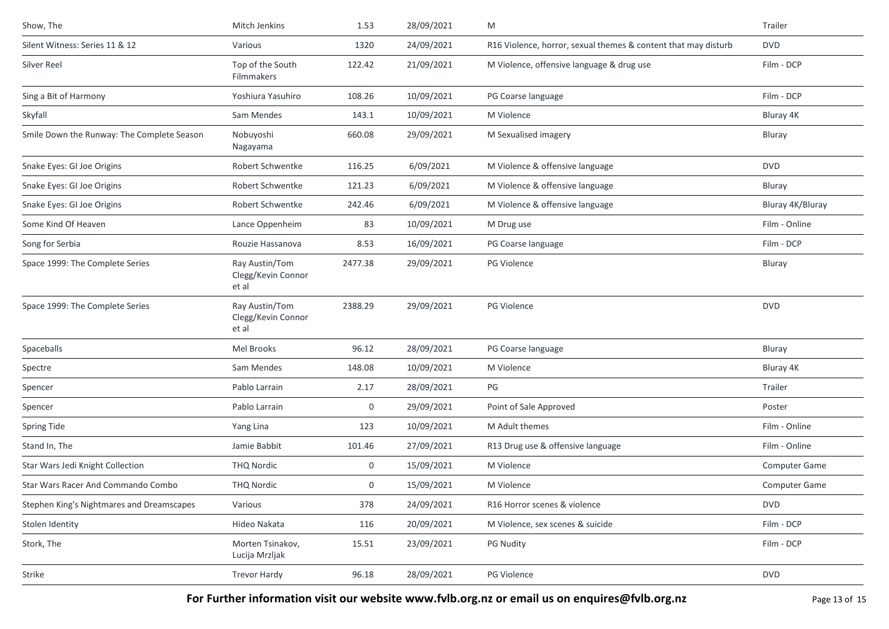| | | | | | |
|---|---|---|---|---|---|
| Show, The | Mitch Jenkins | 1.53 | 28/09/2021 | M | Trailer |
| Silent Witness: Series 11 & 12 | Various | 1320 | 24/09/2021 | R16 Violence, horror, sexual themes & content that may disturb | DVD |
| Silver Reel | Top of the South Filmmakers | 122.42 | 21/09/2021 | M Violence, offensive language & drug use | Film - DCP |
| Sing a Bit of Harmony | Yoshiura Yasuhiro | 108.26 | 10/09/2021 | PG Coarse language | Film - DCP |
| Skyfall | Sam Mendes | 143.1 | 10/09/2021 | M Violence | Bluray 4K |
| Smile Down the Runway: The Complete Season | Nobuyoshi Nagayama | 660.08 | 29/09/2021 | M Sexualised imagery | Bluray |
| Snake Eyes: GI Joe Origins | Robert Schwentke | 116.25 | 6/09/2021 | M Violence & offensive language | DVD |
| Snake Eyes: GI Joe Origins | Robert Schwentke | 121.23 | 6/09/2021 | M Violence & offensive language | Bluray |
| Snake Eyes: GI Joe Origins | Robert Schwentke | 242.46 | 6/09/2021 | M Violence & offensive language | Bluray 4K/Bluray |
| Some Kind Of Heaven | Lance Oppenheim | 83 | 10/09/2021 | M Drug use | Film - Online |
| Song for Serbia | Rouzie Hassanova | 8.53 | 16/09/2021 | PG Coarse language | Film - DCP |
| Space 1999: The Complete Series | Ray Austin/Tom Clegg/Kevin Connor et al | 2477.38 | 29/09/2021 | PG Violence | Bluray |
| Space 1999: The Complete Series | Ray Austin/Tom Clegg/Kevin Connor et al | 2388.29 | 29/09/2021 | PG Violence | DVD |
| Spaceballs | Mel Brooks | 96.12 | 28/09/2021 | PG Coarse language | Bluray |
| Spectre | Sam Mendes | 148.08 | 10/09/2021 | M Violence | Bluray 4K |
| Spencer | Pablo Larrain | 2.17 | 28/09/2021 | PG | Trailer |
| Spencer | Pablo Larrain | 0 | 29/09/2021 | Point of Sale Approved | Poster |
| Spring Tide | Yang Lina | 123 | 10/09/2021 | M Adult themes | Film - Online |
| Stand In, The | Jamie Babbit | 101.46 | 27/09/2021 | R13 Drug use & offensive language | Film - Online |
| Star Wars Jedi Knight Collection | THQ Nordic | 0 | 15/09/2021 | M Violence | Computer Game |
| Star Wars Racer And Commando Combo | THQ Nordic | 0 | 15/09/2021 | M Violence | Computer Game |
| Stephen King's Nightmares and Dreamscapes | Various | 378 | 24/09/2021 | R16 Horror scenes & violence | DVD |
| Stolen Identity | Hideo Nakata | 116 | 20/09/2021 | M Violence, sex scenes & suicide | Film - DCP |
| Stork, The | Morten Tsinakov, Lucija Mrzljak | 15.51 | 23/09/2021 | PG Nudity | Film - DCP |
| Strike | Trevor Hardy | 96.18 | 28/09/2021 | PG Violence | DVD |

**For Further information visit our website www.fvlb.org.nz or email us on enquires@fvlb.org.nz**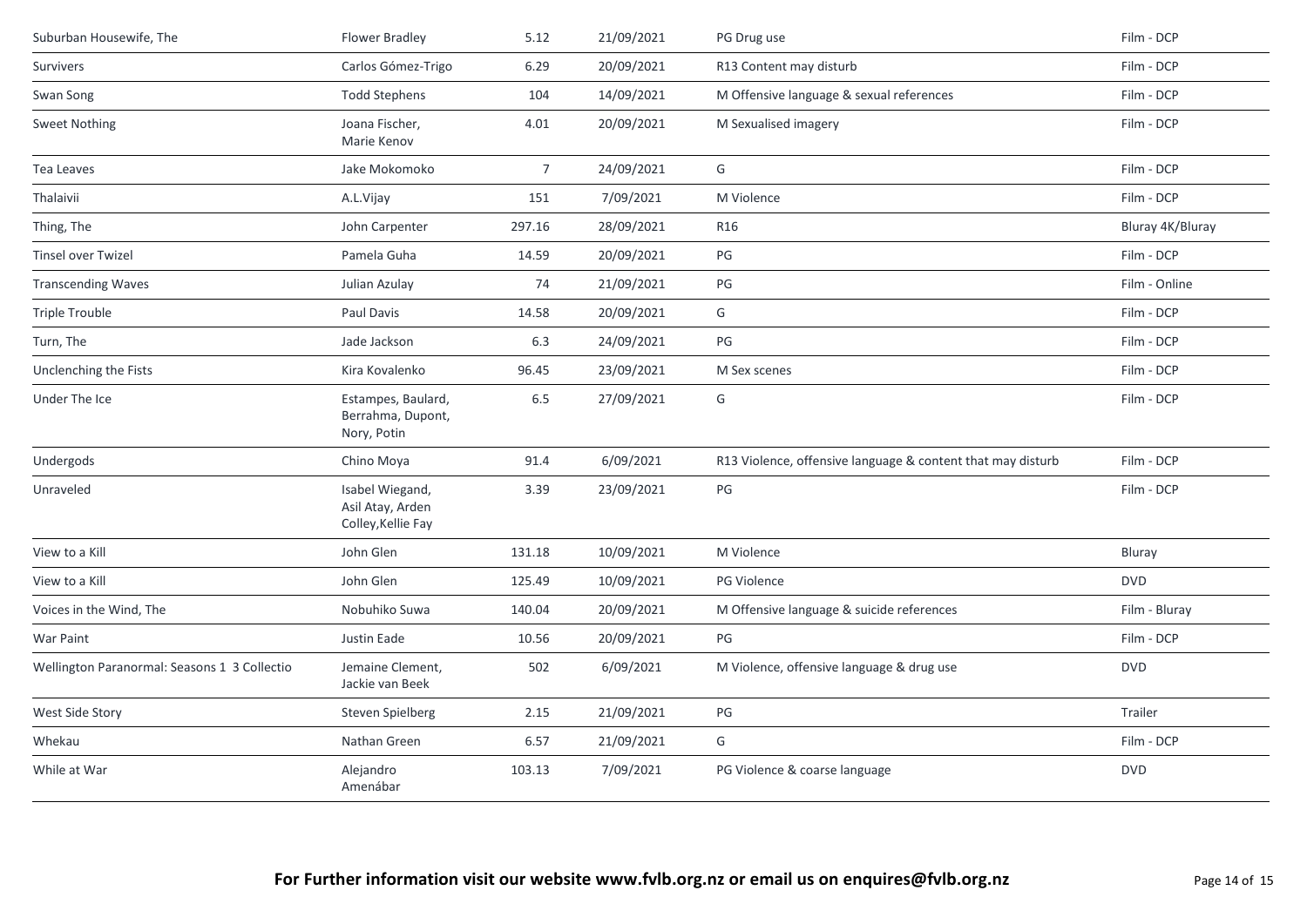| | | | | | |
|---|---|---|---|---|---|
| Suburban Housewife, The | Flower Bradley | 5.12 | 21/09/2021 | PG Drug use | Film - DCP |
| Survivers | Carlos Gómez-Trigo | 6.29 | 20/09/2021 | R13 Content may disturb | Film - DCP |
| Swan Song | Todd Stephens | 104 | 14/09/2021 | M Offensive language & sexual references | Film - DCP |
| Sweet Nothing | Joana Fischer, Marie Kenov | 4.01 | 20/09/2021 | M Sexualised imagery | Film - DCP |
| Tea Leaves | Jake Mokomoko | 7 | 24/09/2021 | G | Film - DCP |
| Thalaivii | A.L.Vijay | 151 | 7/09/2021 | M Violence | Film - DCP |
| Thing, The | John Carpenter | 297.16 | 28/09/2021 | R16 | Bluray 4K/Bluray |
| Tinsel over Twizel | Pamela Guha | 14.59 | 20/09/2021 | PG | Film - DCP |
| Transcending Waves | Julian Azulay | 74 | 21/09/2021 | PG | Film - Online |
| Triple Trouble | Paul Davis | 14.58 | 20/09/2021 | G | Film - DCP |
| Turn, The | Jade Jackson | 6.3 | 24/09/2021 | PG | Film - DCP |
| Unclenching the Fists | Kira Kovalenko | 96.45 | 23/09/2021 | M Sex scenes | Film - DCP |
| Under The Ice | Estampes, Baulard, Berrahma, Dupont, Nory, Potin | 6.5 | 27/09/2021 | G | Film - DCP |
| Undergods | Chino Moya | 91.4 | 6/09/2021 | R13 Violence, offensive language & content that may disturb | Film - DCP |
| Unraveled | Isabel Wiegand, Asil Atay, Arden Colley,Kellie Fay | 3.39 | 23/09/2021 | PG | Film - DCP |
| View to a Kill | John Glen | 131.18 | 10/09/2021 | M Violence | Bluray |
| View to a Kill | John Glen | 125.49 | 10/09/2021 | PG Violence | DVD |
| Voices in the Wind, The | Nobuhiko Suwa | 140.04 | 20/09/2021 | M Offensive language & suicide references | Film - Bluray |
| War Paint | Justin Eade | 10.56 | 20/09/2021 | PG | Film - DCP |
| Wellington Paranormal: Seasons 1 3 Collectio | Jemaine Clement, Jackie van Beek | 502 | 6/09/2021 | M Violence, offensive language & drug use | DVD |
| West Side Story | Steven Spielberg | 2.15 | 21/09/2021 | PG | Trailer |
| Whekau | Nathan Green | 6.57 | 21/09/2021 | G | Film - DCP |
| While at War | Alejandro Amenábar | 103.13 | 7/09/2021 | PG Violence & coarse language | DVD |

**For Further information visit our website www.fvlb.org.nz or email us on enquires@fvlb.org.nz**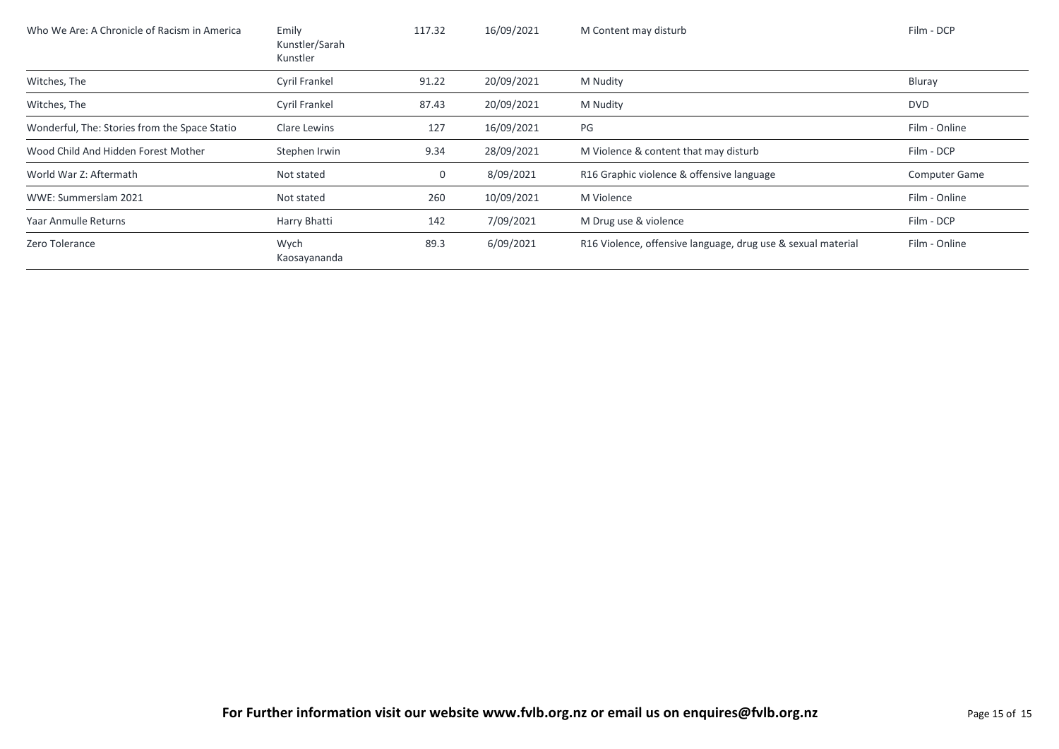| | | | | | |
|---|---|---|---|---|---|
| Who We Are: A Chronicle of Racism in America | Emily Kunstler/Sarah Kunstler | 117.32 | 16/09/2021 | M Content may disturb | Film - DCP |
| Witches, The | Cyril Frankel | 91.22 | 20/09/2021 | M Nudity | Bluray |
| Witches, The | Cyril Frankel | 87.43 | 20/09/2021 | M Nudity | DVD |
| Wonderful, The: Stories from the Space Statio | Clare Lewins | 127 | 16/09/2021 | PG | Film - Online |
| Wood Child And Hidden Forest Mother | Stephen Irwin | 9.34 | 28/09/2021 | M Violence & content that may disturb | Film - DCP |
| World War Z: Aftermath | Not stated | 0 | 8/09/2021 | R16 Graphic violence & offensive language | Computer Game |
| WWE: Summerslam 2021 | Not stated | 260 | 10/09/2021 | M Violence | Film - Online |
| Yaar Anmulle Returns | Harry Bhatti | 142 | 7/09/2021 | M Drug use & violence | Film - DCP |
| Zero Tolerance | Wych Kaosayananda | 89.3 | 6/09/2021 | R16 Violence, offensive language, drug use & sexual material | Film - Online |

**For Further information visit our website www.fvlb.org.nz or email us on enquires@fvlb.org.nz**